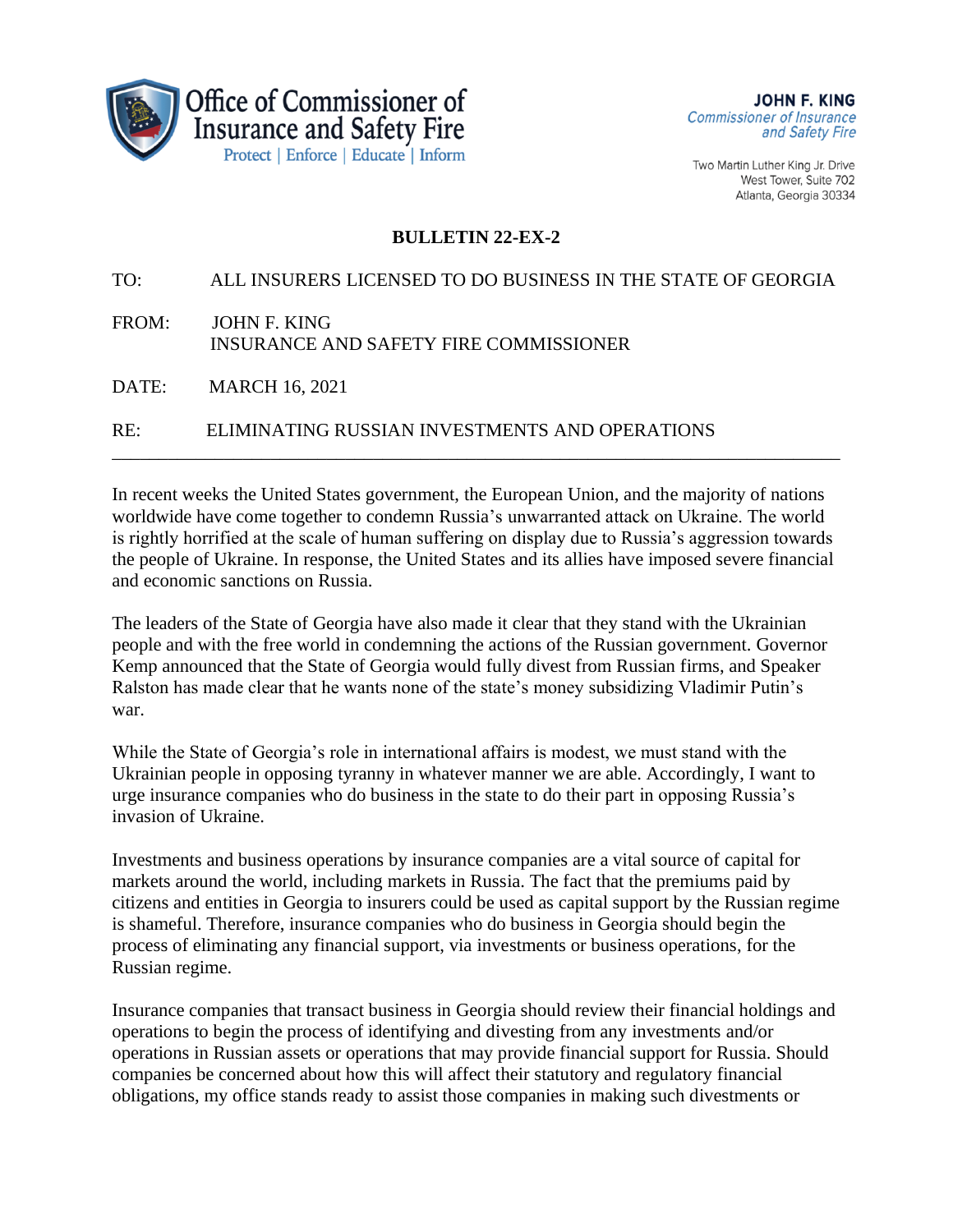Office of Commissioner of Insurance and Safety Fire
Protect | Enforce | Educate | Inform

**JOHN F. KING**
*Commissioner of Insurance and Safety Fire*

Two Martin Luther King Jr. Drive
West Tower, Suite 702
Atlanta, Georgia 30334

## BULLETIN 22-EX-2

TO: ALL INSURERS LICENSED TO DO BUSINESS IN THE STATE OF GEORGIA

FROM: JOHN F. KING
INSURANCE AND SAFETY FIRE COMMISSIONER

DATE: MARCH 16, 2021

RE: ELIMINATING RUSSIAN INVESTMENTS AND OPERATIONS

---

In recent weeks the United States government, the European Union, and the majority of nations worldwide have come together to condemn Russia's unwarranted attack on Ukraine. The world is rightly horrified at the scale of human suffering on display due to Russia's aggression towards the people of Ukraine. In response, the United States and its allies have imposed severe financial and economic sanctions on Russia.

The leaders of the State of Georgia have also made it clear that they stand with the Ukrainian people and with the free world in condemning the actions of the Russian government. Governor Kemp announced that the State of Georgia would fully divest from Russian firms, and Speaker Ralston has made clear that he wants none of the state's money subsidizing Vladimir Putin's war.

While the State of Georgia's role in international affairs is modest, we must stand with the Ukrainian people in opposing tyranny in whatever manner we are able. Accordingly, I want to urge insurance companies who do business in the state to do their part in opposing Russia's invasion of Ukraine.

Investments and business operations by insurance companies are a vital source of capital for markets around the world, including markets in Russia. The fact that the premiums paid by citizens and entities in Georgia to insurers could be used as capital support by the Russian regime is shameful. Therefore, insurance companies who do business in Georgia should begin the process of eliminating any financial support, via investments or business operations, for the Russian regime.

Insurance companies that transact business in Georgia should review their financial holdings and operations to begin the process of identifying and divesting from any investments and/or operations in Russian assets or operations that may provide financial support for Russia. Should companies be concerned about how this will affect their statutory and regulatory financial obligations, my office stands ready to assist those companies in making such divestments or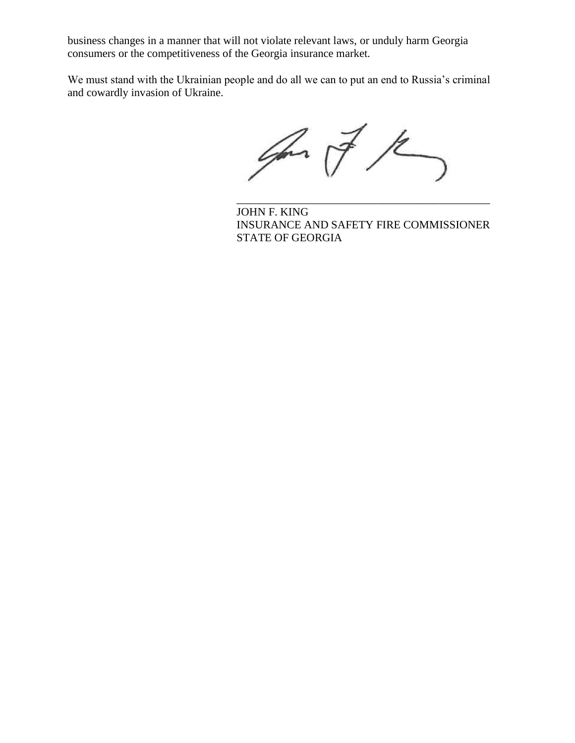business changes in a manner that will not violate relevant laws, or unduly harm Georgia consumers or the competitiveness of the Georgia insurance market.

We must stand with the Ukrainian people and do all we can to put an end to Russia's criminal and cowardly invasion of Ukraine.

\_\_\_\_\_\_\_\_\_\_\_\_\_\_\_\_\_\_\_\_\_\_\_\_\_\_\_\_\_\_\_\_\_\_\_\_\_\_\_\_\_\_\_\_

JOHN F. KING
INSURANCE AND SAFETY FIRE COMMISSIONER
STATE OF GEORGIA